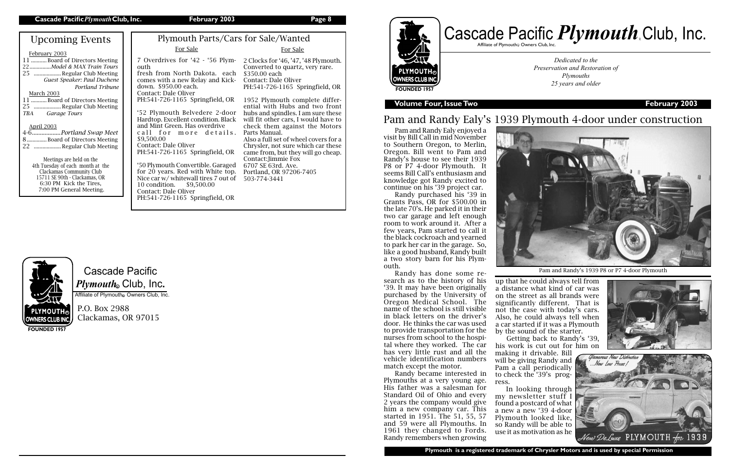## Upcoming Events

February 2003
11 ........... Board of Directors Meeting
22 ................ *Model & MAX Train Tours*
25 ................... Regular Club Meeting
*Guest Speaker: Paul Duchene*
*Portland Tribune*

March 2003
11 ........... Board of Directors Meeting
25 ................... Regular Club Meeting
*TBA Garage Tours*

April 2003
4-6 ................. *Portland Swap Meet*
8 ............. Board of Directors Meeting
22 ................... Regular Club Meeting

Meetings are held on the
4th Tuesday of each month at the
Clackamas Community Club
15711 SE 90th - Clackamas, OR
6:30 PM Kick the Tires,
7:00 PM General Meeting.

## Plymouth Parts/Cars for Sale/Wanted

For Sale

7 Overdrives for '42 - '56 Plymouth fresh from North Dakota. each comes with a new Relay and Kickdown. $950.00 each.
Contact: Dale Oliver
PH:541-726-1165 Springfield, OR

'52 Plymouth Belvedere 2-door Hardtop. Excellent condition. Black and Mint Green. Has overdrive call for more details. $9,500.00
Contact: Dale Oliver
PH:541-726-1165 Springfield, OR

'50 Plymouth Convertible. Garaged for 20 years. Red with White top. Nice car w/ whitewall tires 7 out of 10 condition. $9,500.00
Contact: Dale Oliver
PH:541-726-1165 Springfield, OR

For Sale

2 Clocks for '46, '47, '48 Plymouth. Converted to quartz, very rare. $350.00 each
Contact: Dale Oliver
PH:541-726-1165 Springfield, OR

1952 Plymouth complete differential with Hubs and two front hubs and spindles. I am sure these will fit other cars, I would have to check them against the Motors Parts Manual.
Also a full set of wheel covers for a Chrysler, not sure which car these came from, but they will go cheap.
Contact:Jimmie Fox
6707 SE 63rd. Ave.
Portland, OR 97206-7405
503-774-3441

Cascade Pacific *Plymouth*® Club, Inc.
Affiliate of Plymouth® Owners Club, Inc.
P.O. Box 2988
Clackamas, OR 97015

# Cascade Pacific *Plymouth*® Club, Inc.

Affiliate of Plymouth® Owners Club, Inc.

PLYMOUTH® OWNERS CLUB INC. FOUNDED 1957

*Dedicated to the Preservation and Restoration of Plymouths 25 years and older*

**Volume Four, Issue Two** **February 2003**

## Pam and Randy Ealy's 1939 Plymouth 4-door under construction

Pam and Randy Ealy enjoyed a visit by Bill Call in mid November to Southern Oregon, to Merlin, Oregon. Bill went to Pam and Randy's house to see their 1939 P8 or P7 4-door Plymouth. It seems Bill Call's enthusiasm and knowledge got Randy excited to continue on his '39 project car.

Randy purchased his '39 in Grants Pass, OR for $500.00 in the late 70's. He parked it in their two car garage and left enough room to work around it. After a few years, Pam started to call it the black cockroach and yearned to park her car in the garage. So, like a good husband, Randy built a two story barn for his Plymouth.

Randy has done some research as to the history of his '39. It may have been originally purchased by the University of Oregon Medical School. The name of the school is still visible in black letters on the driver's door. He thinks the car was used to provide transportation for the nurses from school to the hospital where they worked. The car has very little rust and all the vehicle identification numbers match except the motor.

Randy became interested in Plymouths at a very young age. His father was a salesman for Standard Oil of Ohio and every 2 years the company would give him a new company car. This started in 1951. The 51, 55, 57 and 59 were all Plymouths. In 1961 they changed to Fords. Randy remembers when growing up that he could always tell from a distance what kind of car was on the street as all brands were significantly different. That is not the case with today's cars. Also, he could always tell when a car started if it was a Plymouth by the sound of the starter.

Pam and Randy's 1939 P8 or P7 4-door Plymouth

Getting back to Randy's '39, his work is cut out for him on making it drivable. Bill will be giving Randy and Pam a call periodically to check the '39's progress.

In looking through my newsletter stuff I found a postcard of what a new a new '39 4-door Plymouth looked like, so Randy will be able to use it as motivation as he

Plymouth is a registered trademark of Chrysler Motors and is used by special Permission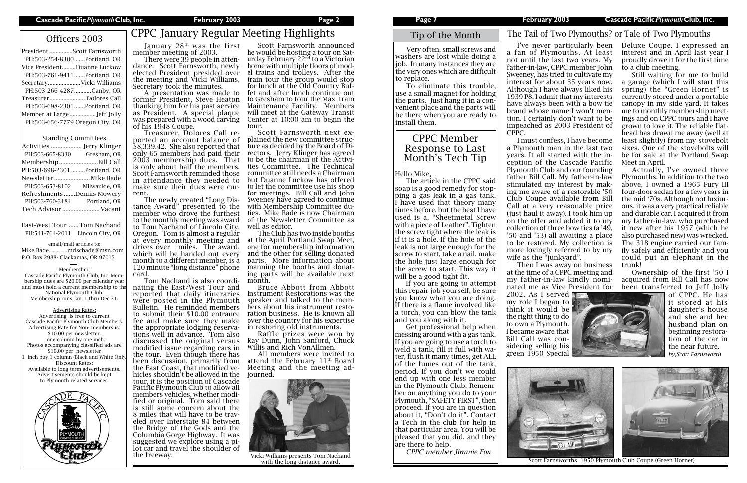## Officers 2003

President ...............Scott Farnsworth
PH:503-254-8300.......Portland, OR
Vice President.........Duanne Luckow
PH:503-761-9411.......Portland, OR
Secretary.....................Vicki Williams
PH:503-266-4287...........Canby, OR
Treasurer...................... Dolores Call
PH:503-698-2301.......Portland, OR
Member at Large.................Jeff Jolly
PH:503-656-7779 Oregon City, OR

### Standing Committees

Activities ................... Jerry Klinger
PH:503-665-8330 Gresham, OR
Membership........................Bill Call
PH:503-698-2301.........Portland, OR
Newsletter......................Mike Bade
PH:503-653-8102 Milwaukie, OR
Refreshments .......Dennis Mowery
PH:503-760-3184 Portland, OR
Tech Advisor ....................... Vacant

East-West Tour ...... Tom Nachand
PH:541-764-2011 Lincoln City, OR

email/mail articles to:
Mike Bade.............mdscbade@msn.com
P.O. Box 2988- Clackamas, OR 97015

Membership:
Cascade Pacific Plymouth Club, Inc. Membership dues are $20.00 per calendar year and must hold a current membership to the National Plymouth Club.
Membership runs Jan. 1 thru Dec 31.

Advertising Rates:
Advertising is free to current Cascade Pacific Plymouth Club Members.
Advertising Rate for Non- members is: $10.00 per newsletter.
one column by one inch.
Photos accompanying classified ads are $10.00 per newsletter
1 inch buy 1 column (Black and White Only)
Discount Rates:
Available to long term advertisements.
Advertisements should be kept to Plymouth related services.

# CPPC January Regular Meeting Highlights

January 28th was the first member meeting of 2003.

There were 39 people in attendance. Scott Farnsworth, newly elected President presided over the meeting and Vicki Williams, Secretary took the minutes.

A presentation was made to former President, Steve Heaton thanking him for his past service as President. A special plaque was prepared with a wood carving of his 1948 Coupe.

Treasurer, Dolores Call reported an account balance of $8,339.42. She also reported that only 65 members had paid their 2003 membership dues. That is only about half the members. Scott Farnsworth reminded those in attendance they needed to make sure their dues were current.

The newly created "Long Distance Award" presented to the member who drove the furthest to the monthly meeting was award to Tom Nachand of Lincoln City, Oregon. Tom is almost a regular at every monthly meeting and drives over miles. The award, which will be handed out every month to a different member, is a 120 minute "long distance" phone card.

Tom Nachand is also coordinating the East/West Tour and reported that daily itineraries were posted in the Plymouth Bulletin. He reminded members to submit their $10.00 entrance fee and make sure they make the appropriate lodging reservations well in advance. Tom also discussed the original versus modified issue regarding cars in the tour. Even though there has been discussion, primarily from the East Coast, that modified vehicles shouldn't be allowed in the tour, it is the position of Cascade Pacific Plymouth Club to allow all members vehicles, whether modified or original. Tom said there is still some concern about the 8 miles that will have to be traveled over Interstate 84 between the Bridge of the Gods and the Columbia Gorge Highway. It was suggested we explore using a pilot car and travel the shoulder of the freeway.

Scott Farnsworth announced he would be hosting a tour on Saturday February 22nd to a Victorian home with multiple floors of model trains and trolleys. After the train tour the group would stop for lunch at the Old Country Buffet and after lunch continue out to Gresham to tour the Max Train Maintenance Facility. Members will meet at the Gateway Transit Center at 10:00 am to begin the tour.

Scott Farnsworth next explained the new committee structure as decided by the Board of Directors. Jerry Klinger has agreed to be the chairman of the Activities Committee. The Technical committee still needs a Chairman but Duanne Luckow has offered to let the committee use his shop for meetings. Bill Call and John Sweeney have agreed to continue with Membership Committee duties. Mike Bade is now Chairman of the Newsletter Committee as well as editor.

The Club has two inside booths at the April Portland Swap Meet, one for membership information and the other for selling donated parts. More information about manning the booths and donating parts will be available next month.

Bruce Abbott from Abbott Instrument Restorations was the speaker and talked to the members about his instrument restoration business. He is known all over the country for his expertise in restoring old instruments.

Raffle prizes were won by Ray Dunn, John Sanford, Chuck Willis and Rich VonAllmen.

All members were invited to attend the February 11th Board Meeting and the meeting adjourned.

Vicki Willams presents Tom Nachand with the long distance award.

## Tip of the Month

Very often, small screws and washers are lost while doing a job. In many instances they are the very ones which are difficult to replace.

To eliminate this trouble, use a small magnet for holding the parts. Just hang it in a convenient place and the parts will be there when you are ready to install them.

## CPPC Member Response to Last Month's Tech Tip

Hello Mike,

The article in the CPPC said soap is a good remedy for stopping a gas leak in a gas tank. I have used that theory many times before, but the best I have used is a, "Sheetmetal Screw with a piece of Leather". Tighten the screw tight where the leak is if it is a hole. If the hole of the leak is not large enough for the screw to start, take a nail, make the hole just large enough for the screw to start. This way it will be a good tight fit.

If you are going to attempt this repair job yourself, be sure you know what you are doing. If there is a flame involved like a torch, you can blow the tank and you along with it.

Get professional help when messing around with a gas tank. If you are going to use a torch to weld a tank, fill it full with water, flush it many times, get ALL of the fumes out of the tank, period. If you don't we could end up with one less member in the Plymouth Club. Remember on anything you do to your Plymouth, "SAFETY FIRST", then proceed. If you are in question about it, "Don't do it". Contact a Tech in the club for help in that particular area. You will be pleased that you did, and they are there to help.

*CPPC member Jimmie Fox*

## The Tail of Two Plymouths? or Tale of Two Plymouths

I've never particularly been a fan of Plymouths. At least not until the last two years. My father-in-law, CPPC member John Sweeney, has tried to cultivate my interest for about 35 years now. Although I have always liked his 1939 P8, I admit that my interests have always been with a bow tie brand whose name I won't mention. I certainly don't want to be impeached as 2003 President of CPPC.

I must confess, I have become a Plymouth man in the last two years. It all started with the inception of the Cascade Pacific Plymouth Club and our founding father Bill Call. My father-in-law stimulated my interest by making me aware of a restorable '50 Club Coupe available from Bill Call at a very reasonable price (just haul it away). I took him up on the offer and added it to my collection of three bow ties (a '49, '50 and '53) all awaiting a place to be restored. My collection is more lovingly referred to by my wife as the "junkyard".

Then I was away on business at the time of a CPPC meeting and my father-in-law kindly nominated me as Vice President for 2002. As I served my role I began to think it would be the right thing to do to own a Plymouth. I became aware that Bill Call was considering selling his green 1950 Special Deluxe Coupe. I expressed an interest and in April last year I proudly drove it for the first time to a club meeting.

Still waiting for me to build a garage (which I will start this spring) the "Green Hornet" is currently stored under a portable canopy in my side yard. It takes me to monthly membership meetings and on CPPC tours and I have grown to love it. The reliable flathead has drawn me away (well at least slightly) from my stovebolt sixes. One of the stovebolts will be for sale at the Portland Swap Meet in April.

Actually, I've owned three Plymouths. In addition to the two above, I owned a 1965 Fury III four-door sedan for a few years in the mid '70s. Although not luxurious, it was a very practical reliable and durable car. I acquired it from my father-in-law, who purchased it new after his 1957 (which he also purchased new) was wrecked. The 318 engine carried our family safely and efficiently and you could put an elephant in the trunk!

Ownership of the first '50 I acquired from Bill Call has now been transferred to Jeff Jolly of CPPC. He has it stored at his daughter's house and she and her husband plan on beginning restoration of the car in the near future.

*by,Scott Farnsworth*

Scott Farnsworths 1950 Plymouth Club Coupe (Green Hornet)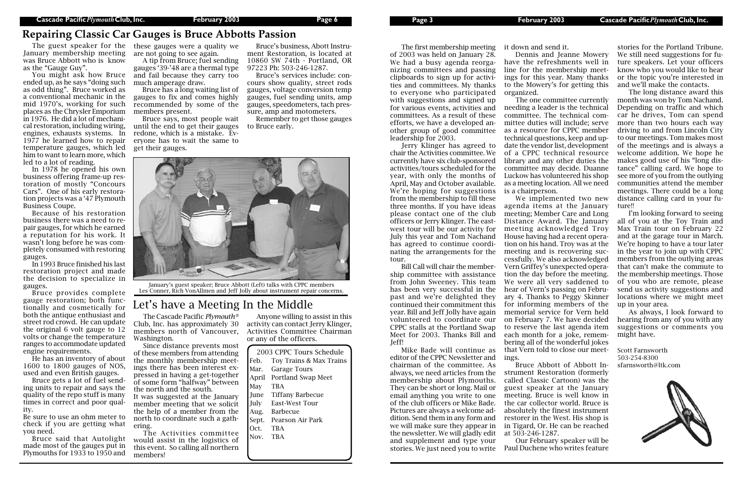## Repairing Classic Car Gauges is Bruce Abbotts Passion

The guest speaker for the January membership meeting was Bruce Abbott who is know as the "Gauge Guy".

You might ask how Bruce ended up, as he says "doing such as odd thing". Bruce worked as a conventional mechanic in the mid 1970's, working for such places as the Chrysler Emporium in 1976. He did a lot of mechanical restoration, including wiring, engines, exhausts systems. In 1977 he learned how to repair temperature gauges, which led him to want to learn more, which led to a lot of reading.

In 1978 he opened his own business offering frame-up restoration of mostly "Concours Cars". One of his early restoration projects was a '47 Plymouth Business Coupe.

Because of his restoration business there was a need to repair gauges, for which he earned a reputation for his work. It wasn't long before he was completely consumed with restoring gauges.

In 1993 Bruce finished his last restoration project and made the decision to specialize in gauges.

Bruce provides complete gauge restoration; both functionally and cosmetically for both the antique enthusiast and street rod crowd. He can update the original 6 volt gauge to 12 volts or change the temperature ranges to accommodate updated engine requirements.

He has an inventory of about 1600 to 1800 gauges of NOS, used and even British gauges.

Bruce gets a lot of fuel sending units to repair and says the quality of the repo stuff is many times in correct and poor quality.

Be sure to use an ohm meter to check if you are getting what you need.

Bruce said that Autolight made most of the gauges put in Plymouths for 1933 to 1950 and these gauges were a quality we are not going to see again.

A tip from Bruce; fuel sending gauges '39-'48 are a thermal type and fail because they carry too much amperage draw.

Bruce has a long waiting list of gauges to fix and comes highly recommended by some of the members present.

Bruce says, most people wait until the end to get their gauges redone, which is a mistake. Everyone has to wait the same to get their gauges.

Bruce's business, Abott Instrument Restoration, is located at 10860 SW 74th - Portland, OR 97223 Ph: 503-246-1287.

Bruce's services include: concours show quality, street rods gauges, voltage conversion temp gauges, fuel sending units, amp gauges, speedometers, tach pressure, amp and motometers.

Remember to get those gauges to Bruce early.

January's guest speaker; Bruce Abbott (Left) talks with CPPC members Les Conner, Rich VonAllmen and Jeff Jolly about instrument repair concerns.

## Let's have a Meeting In the Middle

The Cascade Pacific *Plymouth*® Club, Inc. has approximately 30 members north of Vancouver, Washington.

Since distance prevents most of these members from attending the monthly membership meetings there has been interest expressed in having a get-together of some form "halfway" between the north and the south.

It was suggested at the January member meeting that we solicit the help of a member from the north to coordinate such a gathering.

The Activities committee would assist in the logistics of this event. So calling all northern members!

Anyone willing to assist in this activity can contact Jerry Klinger, Activities Committee Chairman or any of the officers.

| 2003 CPPC Tours Schedule | |
|---|---|
| Feb. | Toy Trains & Max Trains |
| Mar. | Garage Tours |
| April | Portland Swap Meet |
| May | TBA |
| June | Tiffany Barbecue |
| July | East-West Tour |
| Aug. | Barbecue |
| Sept. | Pearson Air Park |
| Oct. | TBA |
| Nov. | TBA |

The first membership meeting of 2003 was held on January 28. We had a busy agenda reorganizing committees and passing clipboards to sign up for activities and committees. My thanks to everyone who participated with suggestions and signed up for various events, activities and committees. As a result of these efforts, we have a developed another group of good committee leadership for 2003.

Jerry Klinger has agreed to chair the Activities committee. We currently have six club-sponsored activities/tours scheduled for the year, with only the months of April, May and October available. We're hoping for suggestions from the membership to fill these three months. If you have ideas please contact one of the club officers or Jerry Klinger. The east-west tour will be our activity for July this year and Tom Nachand has agreed to continue coordinating the arrangements for the tour.

Bill Call will chair the membership committee with assistance from John Sweeney. This team has been very successful in the past and we're delighted they continued their commitment this year. Bill and Jeff Jolly have again volunteered to coordinate our CPPC stalls at the Portland Swap Meet for 2003. Thanks Bill and Jeff!

Mike Bade will continue as editor of the CPPC Newsletter and chairman of the committee. As always, we need articles from the membership about Plymouths. They can be short or long. Mail or email anything you write to one of the club officers or Mike Bade. Pictures are always a welcome addition. Send them in any form and we will make sure they appear in the newsletter. We will gladly edit and supplement and type your stories. We just need you to write it down and send it.

Dennis and Jeanne Mowery have the refreshments well in line for the membership meetings for this year. Many thanks to the Mowery's for getting this organized.

The one committee currently needing a leader is the technical committee. The technical committee duties will include; serve as a resource for CPPC member technical questions, keep and update the vendor list, development of a CPPC technical resource library and any other duties the committee may decide. Duanne Luckow has volunteered his shop as a meeting location. All we need is a chairperson.

We implemented two new agenda items at the January meeting; Member Care and Long Distance Award. The January meeting acknowledged Troy House having had a recent operation on his hand. Troy was at the meeting and is recovering successfully. We also acknowledged Vern Griffey's unexpected operation the day before the meeting. We were all very saddened to hear of Vern's passing on February 4. Thanks to Peggy Skinner for informing members of the memorial service for Vern held on February 7. We have decided to reserve the last agenda item each month for a joke, remembering all of the wonderful jokes that Vern told to close our meetings.

Bruce Abbott of Abbott Instrument Restoration (formerly called Classic Cartoon) was the guest speaker at the January meeting. Bruce is well know in the car collector world. Bruce is absolutely the finest instrument restorer in the West. His shop is in Tigard, Or. He can be reached at 503-246-1287.

Our February speaker will be Paul Duchene who writes feature stories for the Portland Tribune. We still need suggestions for future speakers. Let your officers know who you would like to hear or the topic you're interested in and we'll make the contacts.

The long distance award this month was won by Tom Nachand. Depending on traffic and which car he drives, Tom can spend more than two hours each way driving to and from Lincoln City to our meetings. Tom makes most of the meetings and is always a welcome addition. We hope he makes good use of his "long distance" calling card. We hope to see more of you from the outlying communities attend the member meetings. There could be a long distance calling card in your future!!

I'm looking forward to seeing all of you at the Toy Train and Max Train tour on February 22 and at the garage tour in March. We're hoping to have a tour later in the year to join up with CPPC members from the outlying areas that can't make the commute to the membership meetings. Those of you who are remote, please send us activity suggestions and locations where we might meet up in your area.

As always, I look forward to hearing from any of you with any suggestions or comments you might have.

Scott Farnsworth
503-254-8300
sfarnsworth@ltk.com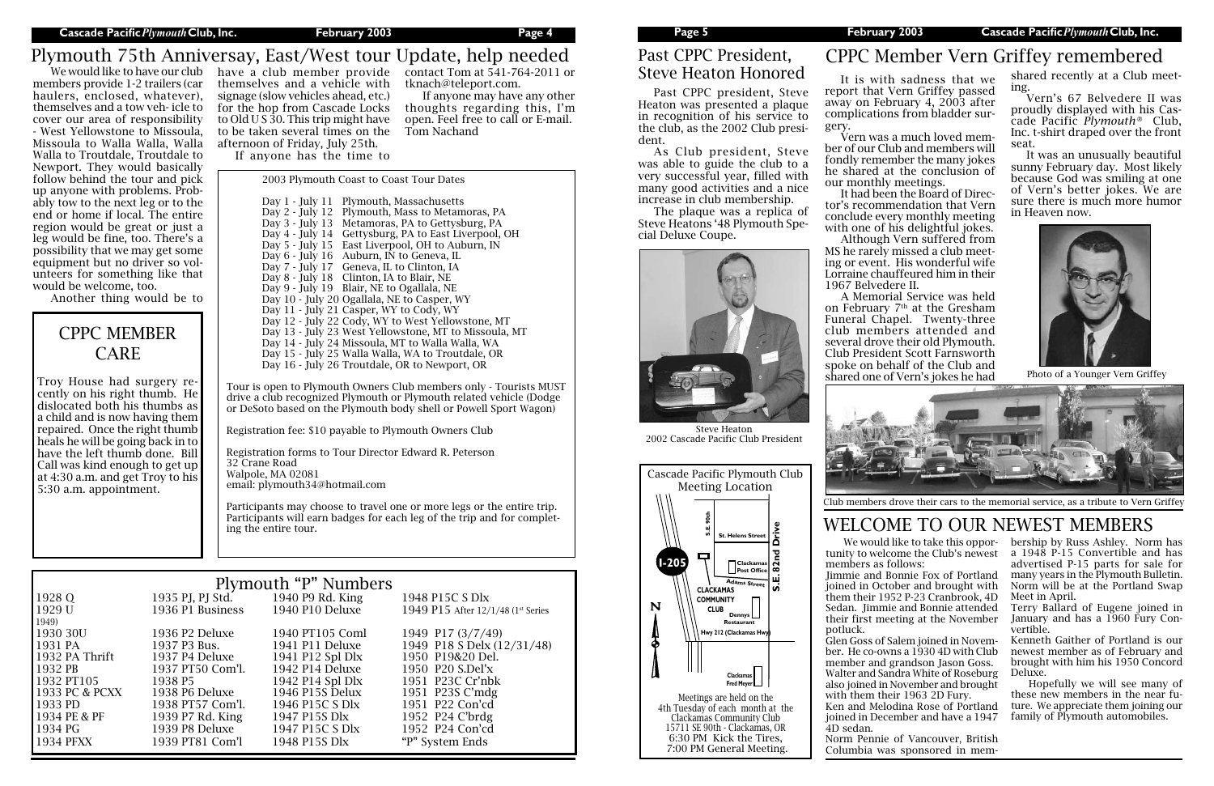# Plymouth 75th Anniversay, East/West tour Update, help needed

We would like to have our club members provide 1-2 trailers (car haulers, enclosed, whatever), themselves and a tow veh- icle to cover our area of responsibility - West Yellowstone to Missoula, Missoula to Walla Walla, Walla Walla to Troutdale, Troutdale to Newport. They would basically follow behind the tour and pick up anyone with problems. Probably tow to the next leg or to the end or home if local. The entire region would be great or just a leg would be fine, too. There's a possibility that we may get some equipment but no driver so volunteers for something like that would be welcome, too.

Another thing would be to have a club member provide themselves and a vehicle with signage (slow vehicles ahead, etc.) for the hop from Cascade Locks to Old U S 30. This trip might have to be taken several times on the afternoon of Friday, July 25th.

If anyone has the time to contact Tom at 541-764-2011 or tknach@teleport.com.

If anyone may have any other thoughts regarding this, I'm open. Feel free to call or E-mail. Tom Nachand

## CPPC MEMBER CARE

Troy House had surgery recently on his right thumb. He dislocated both his thumbs as a child and is now having them repaired. Once the right thumb heals he will be going back in to have the left thumb done. Bill Call was kind enough to get up at 4:30 a.m. and get Troy to his 5:30 a.m. appointment.

### 2003 Plymouth Coast to Coast Tour Dates

Day 1 - July 11 Plymouth, Massachusetts
Day 2 - July 12 Plymouth, Mass to Metamoras, PA
Day 3 - July 13 Metamoras, PA to Gettysburg, PA
Day 4 - July 14 Gettysburg, PA to East Liverpool, OH
Day 5 - July 15 East Liverpool, OH to Auburn, IN
Day 6 - July 16 Auburn, IN to Geneva, IL
Day 7 - July 17 Geneva, IL to Clinton, IA
Day 8 - July 18 Clinton, IA to Blair, NE
Day 9 - July 19 Blair, NE to Ogallala, NE
Day 10 - July 20 Ogallala, NE to Casper, WY
Day 11 - July 21 Casper, WY to Cody, WY
Day 12 - July 22 Cody, WY to West Yellowstone, MT
Day 13 - July 23 West Yellowstone, MT to Missoula, MT
Day 14 - July 24 Missoula, MT to Walla Walla, WA
Day 15 - July 25 Walla Walla, WA to Troutdale, OR
Day 16 - July 26 Troutdale, OR to Newport, OR

Tour is open to Plymouth Owners Club members only - Tourists MUST drive a club recognized Plymouth or Plymouth related vehicle (Dodge or DeSoto based on the Plymouth body shell or Powell Sport Wagon)

Registration fee: $10 payable to Plymouth Owners Club

Registration forms to Tour Director Edward R. Peterson
32 Crane Road
Walpole, MA 02081
email: plymouth34@hotmail.com

Participants may choose to travel one or more legs or the entire trip. Participants will earn badges for each leg of the trip and for completing the entire tour.

## Plymouth "P" Numbers

| | | | |
|---|---|---|---|
| 1928 Q | 1935 PJ, PJ Std. | 1940 P9 Rd. King | 1948 P15C S Dlx |
| 1929 U | 1936 P1 Business | 1940 P10 Deluxe | 1949 P15 After 12/1/48 (1st Series 1949) |
| 1930 30U | 1936 P2 Deluxe | 1940 PT105 Coml | 1949 P17 (3/7/49) |
| 1931 PA | 1937 P3 Bus. | 1941 P11 Deluxe | 1949 P18 S Delx (12/31/48) |
| 1932 PA Thrift | 1937 P4 Deluxe | 1941 P12 Spl Dlx | 1950 P19&20 Del. |
| 1932 PB | 1937 PT50 Com'l. | 1942 P14 Deluxe | 1950 P20 S.Del'x |
| 1932 PT105 | 1938 P5 | 1942 P14 Spl Dlx | 1951 P23C Cr'nbk |
| 1933 PC & PCXX | 1938 P6 Deluxe | 1946 P15S Delux | 1951 P23S C'mdg |
| 1933 PD | 1938 PT57 Com'l. | 1946 P15C S Dlx | 1951 P22 Con'cd |
| 1934 PE & PF | 1939 P7 Rd. King | 1947 P15S Dlx | 1952 P24 C'brdg |
| 1934 PG | 1939 P8 Deluxe | 1947 P15C S Dlx | 1952 P24 Con'cd |
| 1934 PFXX | 1939 PT81 Com'l | 1948 P15S Dlx | "P" System Ends |

## Past CPPC President, Steve Heaton Honored

Past CPPC president, Steve Heaton was presented a plaque in recognition of his service to the club, as the 2002 Club president.

As Club president, Steve was able to guide the club to a very successful year, filled with many good activities and a nice increase in club membership.

The plaque was a replica of Steve Heatons '48 Plymouth Special Deluxe Coupe.

Steve Heaton
2002 Cascade Pacific Club President

Cascade Pacific Plymouth Club
Meeting Location

I-205
S.E. 90th
St. Helens Street
Clackamas Post Office
S.E. 82nd Drive
Adams Street
CLACKAMAS COMMUNITY CLUB
Dennys Restaurant
Hwy 212 (Clackamas Hwy)
Clackamas Fred Meyer
N

Meetings are held on the 4th Tuesday of each month at the Clackamas Community Club
15711 SE 90th - Clackamas, OR
6:30 PM Kick the Tires,
7:00 PM General Meeting.

## CPPC Member Vern Griffey remembered

It is with sadness that we report that Vern Griffey passed away on February 4, 2003 after complications from bladder surgery.

Vern was a much loved member of our Club and members will fondly remember the many jokes he shared at the conclusion of our monthly meetings.

It had been the Board of Director's recommendation that Vern conclude every monthly meeting with one of his delightful jokes.

Although Vern suffered from MS he rarely missed a club meeting or event. His wonderful wife Lorraine chauffeured him in their 1967 Belvedere II.

A Memorial Service was held on February 7th at the Gresham Funeral Chapel. Twenty-three club members attended and several drove their old Plymouth. Club President Scott Farnsworth spoke on behalf of the Club and shared one of Vern's jokes he had shared recently at a Club meeting.

Vern's 67 Belvedere II was proudly displayed with his Cascade Pacific *Plymouth®* Club, Inc. t-shirt draped over the front seat.

It was an unusually beautiful sunny February day. Most likely because God was smiling at one of Vern's better jokes. We are sure there is much more humor in Heaven now.

Photo of a Younger Vern Griffey

Club members drove their cars to the memorial service, as a tribute to Vern Griffey

## WELCOME TO OUR NEWEST MEMBERS

We would like to take this opportunity to welcome the Club's newest members as follows:

Jimmie and Bonnie Fox of Portland joined in October and brought with them their 1952 P-23 Cranbrook, 4D Sedan. Jimmie and Bonnie attended their first meeting at the November potluck.

Glen Goss of Salem joined in November. He co-owns a 1930 4D with Club member and grandson Jason Goss.

Walter and Sandra White of Roseburg also joined in November and brought with them their 1963 2D Fury.

Ken and Melodina Rose of Portland joined in December and have a 1947 4D sedan.

Norm Pennie of Vancouver, British Columbia was sponsored in membership by Russ Ashley. Norm has a 1948 P-15 Convertible and has advertised P-15 parts for sale for many years in the Plymouth Bulletin. Norm will be at the Portland Swap Meet in April.

Terry Ballard of Eugene joined in January and has a 1960 Fury Convertible.

Kenneth Gaither of Portland is our newest member as of February and brought with him his 1950 Concord Deluxe.

Hopefully we will see many of these new members in the near future. We appreciate them joining our family of Plymouth automobiles.